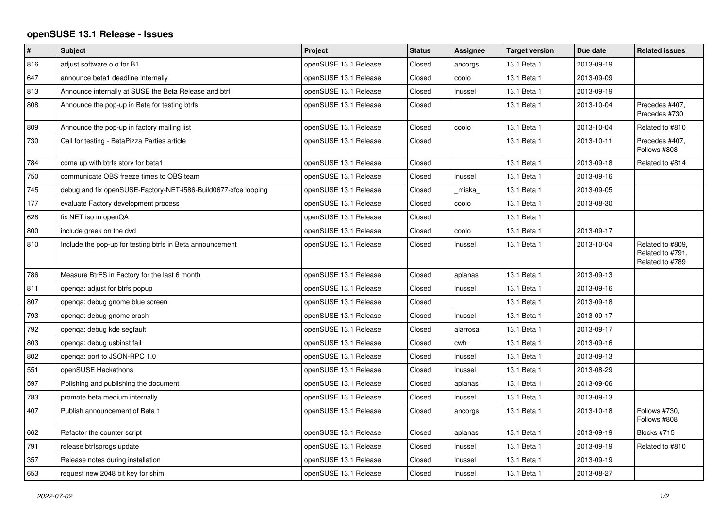# openSUSE 13.1 Release - Issues

| # | Subject | Project | Status | Assignee | Target version | Due date | Related issues |
|---|---|---|---|---|---|---|---|
| 816 | adjust software.o.o for B1 | openSUSE 13.1 Release | Closed | ancorgs | 13.1 Beta 1 | 2013-09-19 | |
| 647 | announce beta1 deadline internally | openSUSE 13.1 Release | Closed | coolo | 13.1 Beta 1 | 2013-09-09 | |
| 813 | Announce internally at SUSE the Beta Release and btrf | openSUSE 13.1 Release | Closed | lnussel | 13.1 Beta 1 | 2013-09-19 | |
| 808 | Announce the pop-up in Beta for testing btrfs | openSUSE 13.1 Release | Closed | | 13.1 Beta 1 | 2013-10-04 | Precedes #407, Precedes #730 |
| 809 | Announce the pop-up in factory mailing list | openSUSE 13.1 Release | Closed | coolo | 13.1 Beta 1 | 2013-10-04 | Related to #810 |
| 730 | Call for testing - BetaPizza Parties article | openSUSE 13.1 Release | Closed | | 13.1 Beta 1 | 2013-10-11 | Precedes #407, Follows #808 |
| 784 | come up with btrfs story for beta1 | openSUSE 13.1 Release | Closed | | 13.1 Beta 1 | 2013-09-18 | Related to #814 |
| 750 | communicate OBS freeze times to OBS team | openSUSE 13.1 Release | Closed | lnussel | 13.1 Beta 1 | 2013-09-16 | |
| 745 | debug and fix openSUSE-Factory-NET-i586-Build0677-xfce looping | openSUSE 13.1 Release | Closed | _miska_ | 13.1 Beta 1 | 2013-09-05 | |
| 177 | evaluate Factory development process | openSUSE 13.1 Release | Closed | coolo | 13.1 Beta 1 | 2013-08-30 | |
| 628 | fix NET iso in openQA | openSUSE 13.1 Release | Closed | | 13.1 Beta 1 | | |
| 800 | include greek on the dvd | openSUSE 13.1 Release | Closed | coolo | 13.1 Beta 1 | 2013-09-17 | |
| 810 | Include the pop-up for testing btrfs in Beta announcement | openSUSE 13.1 Release | Closed | lnussel | 13.1 Beta 1 | 2013-10-04 | Related to #809, Related to #791, Related to #789 |
| 786 | Measure BtrFS in Factory for the last 6 month | openSUSE 13.1 Release | Closed | aplanas | 13.1 Beta 1 | 2013-09-13 | |
| 811 | openqa: adjust for btrfs popup | openSUSE 13.1 Release | Closed | lnussel | 13.1 Beta 1 | 2013-09-16 | |
| 807 | openqa: debug gnome blue screen | openSUSE 13.1 Release | Closed | | 13.1 Beta 1 | 2013-09-18 | |
| 793 | openqa: debug gnome crash | openSUSE 13.1 Release | Closed | lnussel | 13.1 Beta 1 | 2013-09-17 | |
| 792 | openqa: debug kde segfault | openSUSE 13.1 Release | Closed | alarrosa | 13.1 Beta 1 | 2013-09-17 | |
| 803 | openqa: debug usbinst fail | openSUSE 13.1 Release | Closed | cwh | 13.1 Beta 1 | 2013-09-16 | |
| 802 | openqa: port to JSON-RPC 1.0 | openSUSE 13.1 Release | Closed | lnussel | 13.1 Beta 1 | 2013-09-13 | |
| 551 | openSUSE Hackathons | openSUSE 13.1 Release | Closed | lnussel | 13.1 Beta 1 | 2013-08-29 | |
| 597 | Polishing and publishing the document | openSUSE 13.1 Release | Closed | aplanas | 13.1 Beta 1 | 2013-09-06 | |
| 783 | promote beta medium internally | openSUSE 13.1 Release | Closed | lnussel | 13.1 Beta 1 | 2013-09-13 | |
| 407 | Publish announcement of Beta 1 | openSUSE 13.1 Release | Closed | ancorgs | 13.1 Beta 1 | 2013-10-18 | Follows #730, Follows #808 |
| 662 | Refactor the counter script | openSUSE 13.1 Release | Closed | aplanas | 13.1 Beta 1 | 2013-09-19 | Blocks #715 |
| 791 | release btrfsprogs update | openSUSE 13.1 Release | Closed | lnussel | 13.1 Beta 1 | 2013-09-19 | Related to #810 |
| 357 | Release notes during installation | openSUSE 13.1 Release | Closed | lnussel | 13.1 Beta 1 | 2013-09-19 | |
| 653 | request new 2048 bit key for shim | openSUSE 13.1 Release | Closed | lnussel | 13.1 Beta 1 | 2013-08-27 | |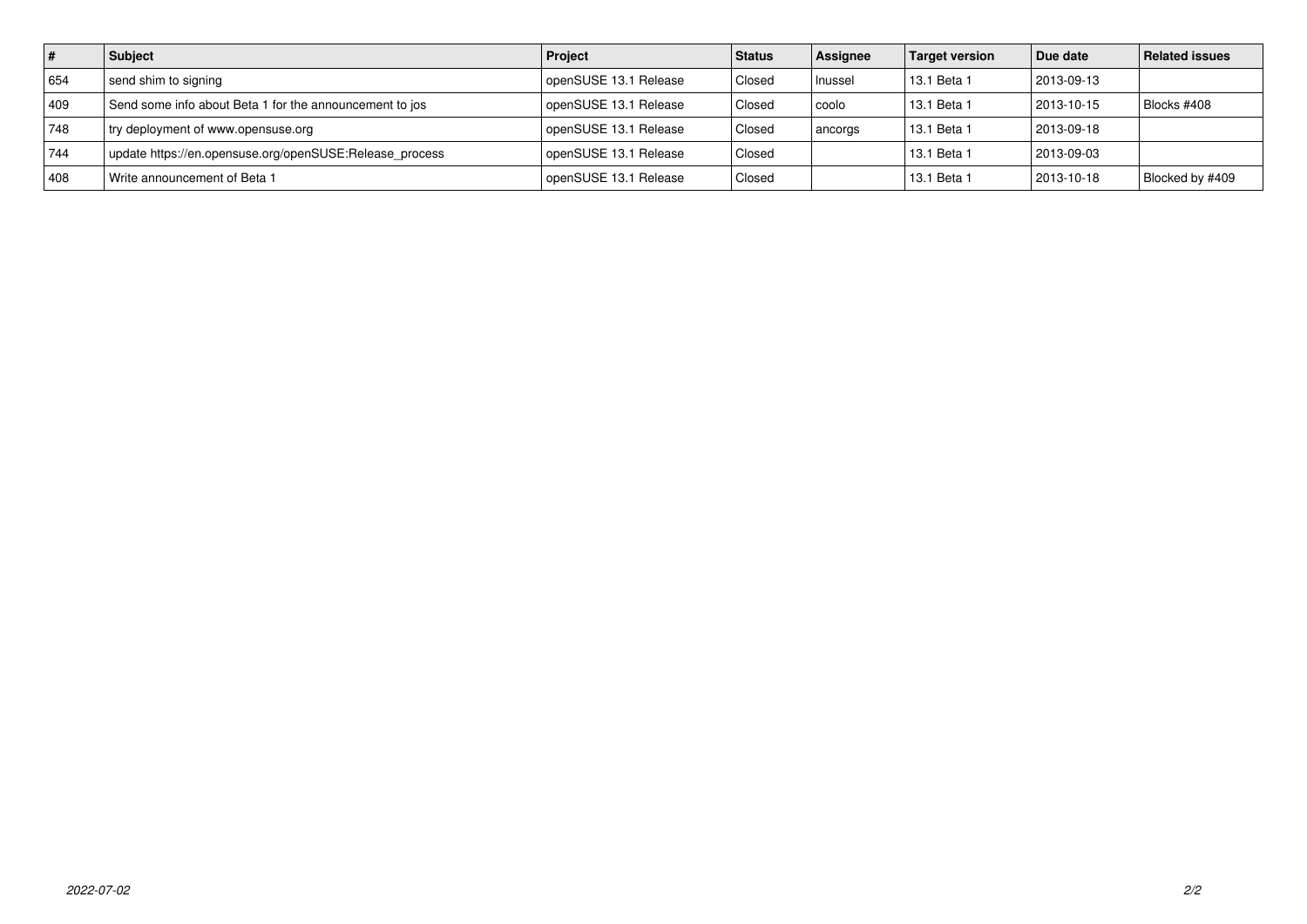| # | Subject | Project | Status | Assignee | Target version | Due date | Related issues |
|---|---|---|---|---|---|---|---|
| 654 | send shim to signing | openSUSE 13.1 Release | Closed | lnussel | 13.1 Beta 1 | 2013-09-13 | |
| 409 | Send some info about Beta 1 for the announcement to jos | openSUSE 13.1 Release | Closed | coolo | 13.1 Beta 1 | 2013-10-15 | Blocks #408 |
| 748 | try deployment of www.opensuse.org | openSUSE 13.1 Release | Closed | ancorgs | 13.1 Beta 1 | 2013-09-18 | |
| 744 | update https://en.opensuse.org/openSUSE:Release_process | openSUSE 13.1 Release | Closed | | 13.1 Beta 1 | 2013-09-03 | |
| 408 | Write announcement of Beta 1 | openSUSE 13.1 Release | Closed | | 13.1 Beta 1 | 2013-10-18 | Blocked by #409 |

*2022-07-02*